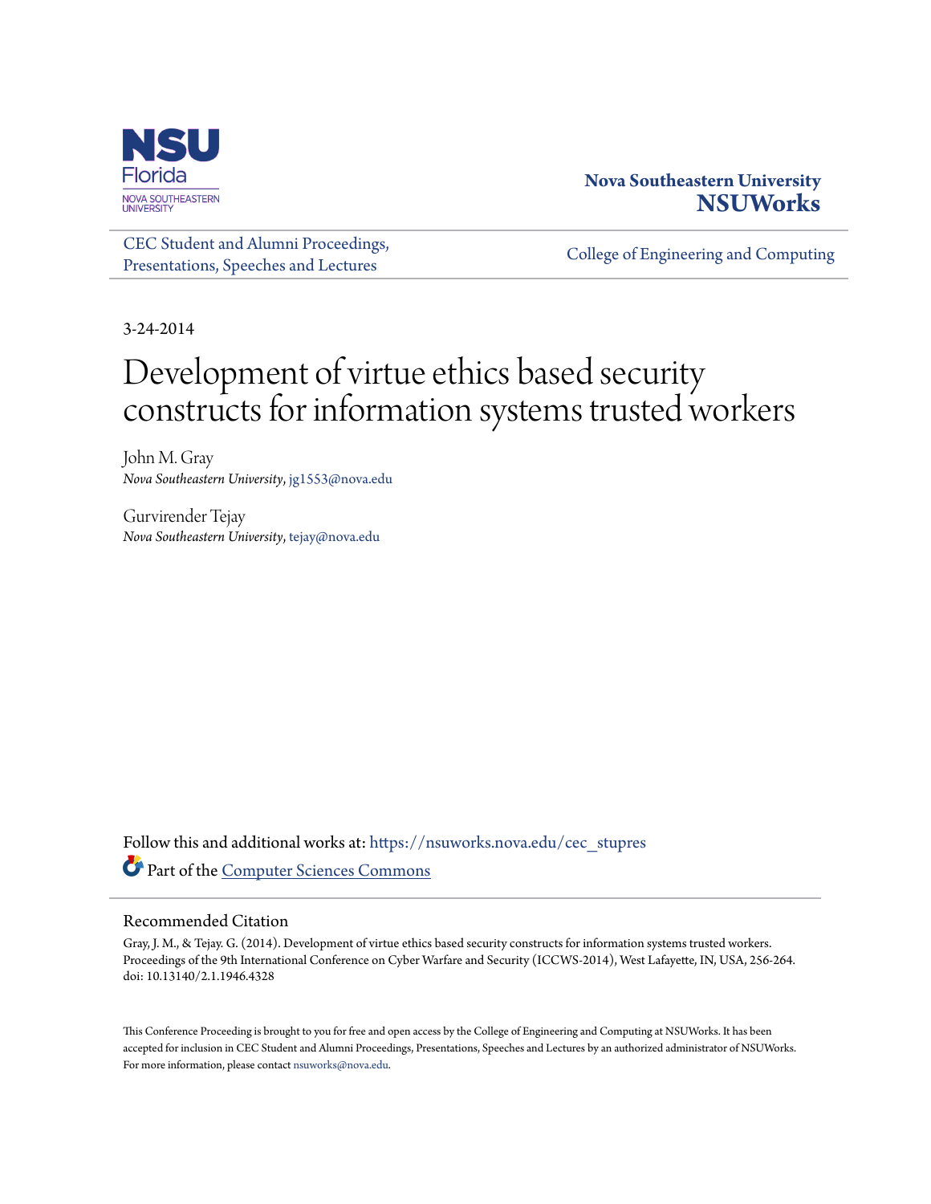Nova Southeastern University
**NSUWorks**

CEC Student and Alumni Proceedings, Presentations, Speeches and Lectures

College of Engineering and Computing

3-24-2014

# Development of virtue ethics based security constructs for information systems trusted workers

John M. Gray
*Nova Southeastern University*, jg1553@nova.edu

Gurvirender Tejay
*Nova Southeastern University*, tejay@nova.edu

Follow this and additional works at: https://nsuworks.nova.edu/cec_stupres

Part of the Computer Sciences Commons

## Recommended Citation

Gray, J. M., & Tejay. G. (2014). Development of virtue ethics based security constructs for information systems trusted workers. Proceedings of the 9th International Conference on Cyber Warfare and Security (ICCWS-2014), West Lafayette, IN, USA, 256-264. doi: 10.13140/2.1.1946.4328

This Conference Proceeding is brought to you for free and open access by the College of Engineering and Computing at NSUWorks. It has been accepted for inclusion in CEC Student and Alumni Proceedings, Presentations, Speeches and Lectures by an authorized administrator of NSUWorks. For more information, please contact nsuworks@nova.edu.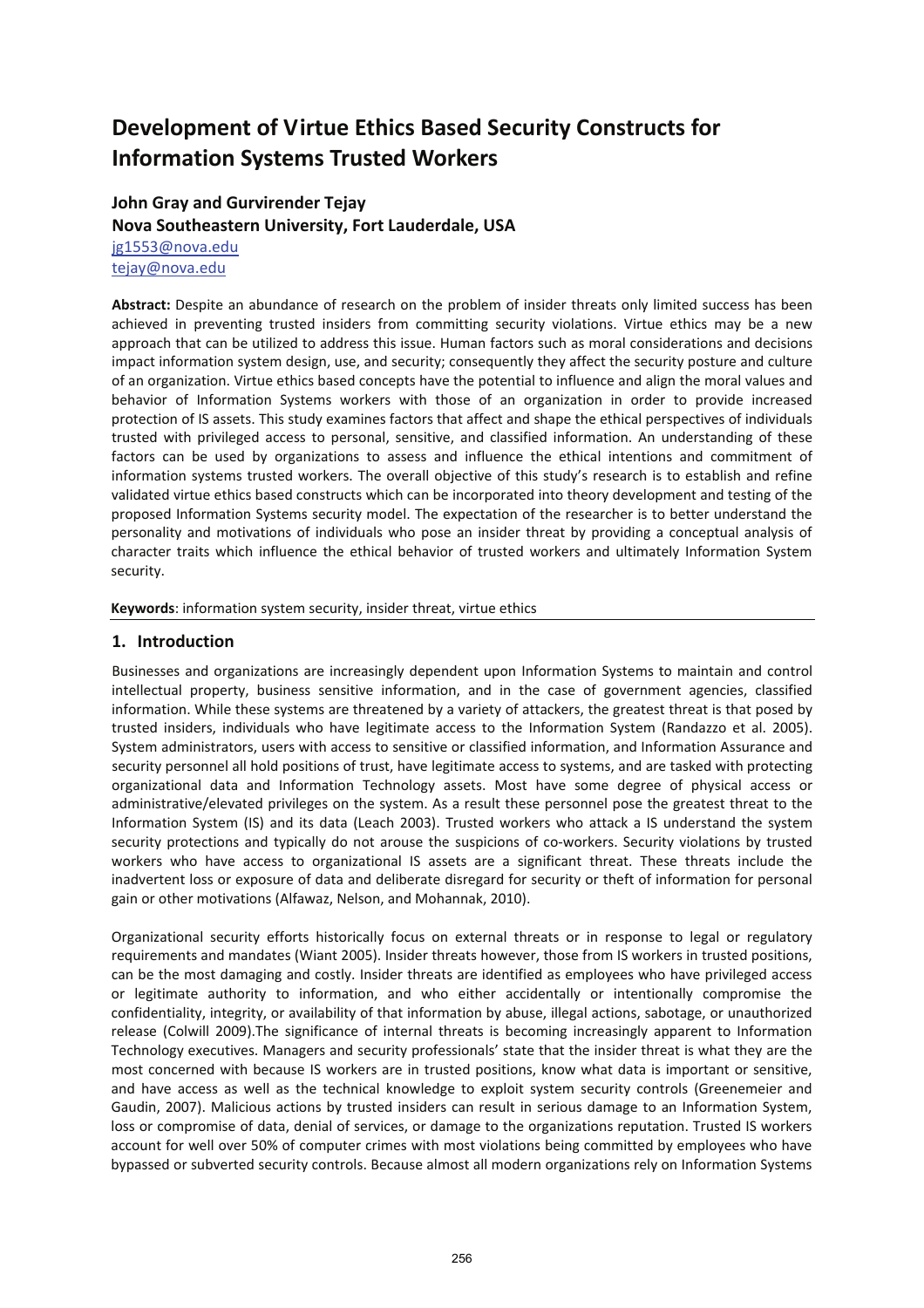# Development of Virtue Ethics Based Security Constructs for Information Systems Trusted Workers

**John Gray and Gurvirender Tejay**
**Nova Southeastern University, Fort Lauderdale, USA**
jg1553@nova.edu
tejay@nova.edu

**Abstract:** Despite an abundance of research on the problem of insider threats only limited success has been achieved in preventing trusted insiders from committing security violations. Virtue ethics may be a new approach that can be utilized to address this issue. Human factors such as moral considerations and decisions impact information system design, use, and security; consequently they affect the security posture and culture of an organization. Virtue ethics based concepts have the potential to influence and align the moral values and behavior of Information Systems workers with those of an organization in order to provide increased protection of IS assets. This study examines factors that affect and shape the ethical perspectives of individuals trusted with privileged access to personal, sensitive, and classified information. An understanding of these factors can be used by organizations to assess and influence the ethical intentions and commitment of information systems trusted workers. The overall objective of this study's research is to establish and refine validated virtue ethics based constructs which can be incorporated into theory development and testing of the proposed Information Systems security model. The expectation of the researcher is to better understand the personality and motivations of individuals who pose an insider threat by providing a conceptual analysis of character traits which influence the ethical behavior of trusted workers and ultimately Information System security.

**Keywords**: information system security, insider threat, virtue ethics

## 1. Introduction

Businesses and organizations are increasingly dependent upon Information Systems to maintain and control intellectual property, business sensitive information, and in the case of government agencies, classified information. While these systems are threatened by a variety of attackers, the greatest threat is that posed by trusted insiders, individuals who have legitimate access to the Information System (Randazzo et al. 2005). System administrators, users with access to sensitive or classified information, and Information Assurance and security personnel all hold positions of trust, have legitimate access to systems, and are tasked with protecting organizational data and Information Technology assets. Most have some degree of physical access or administrative/elevated privileges on the system. As a result these personnel pose the greatest threat to the Information System (IS) and its data (Leach 2003). Trusted workers who attack a IS understand the system security protections and typically do not arouse the suspicions of co-workers. Security violations by trusted workers who have access to organizational IS assets are a significant threat. These threats include the inadvertent loss or exposure of data and deliberate disregard for security or theft of information for personal gain or other motivations (Alfawaz, Nelson, and Mohannak, 2010).

Organizational security efforts historically focus on external threats or in response to legal or regulatory requirements and mandates (Wiant 2005). Insider threats however, those from IS workers in trusted positions, can be the most damaging and costly. Insider threats are identified as employees who have privileged access or legitimate authority to information, and who either accidentally or intentionally compromise the confidentiality, integrity, or availability of that information by abuse, illegal actions, sabotage, or unauthorized release (Colwill 2009).The significance of internal threats is becoming increasingly apparent to Information Technology executives. Managers and security professionals' state that the insider threat is what they are the most concerned with because IS workers are in trusted positions, know what data is important or sensitive, and have access as well as the technical knowledge to exploit system security controls (Greenemeier and Gaudin, 2007). Malicious actions by trusted insiders can result in serious damage to an Information System, loss or compromise of data, denial of services, or damage to the organizations reputation. Trusted IS workers account for well over 50% of computer crimes with most violations being committed by employees who have bypassed or subverted security controls. Because almost all modern organizations rely on Information Systems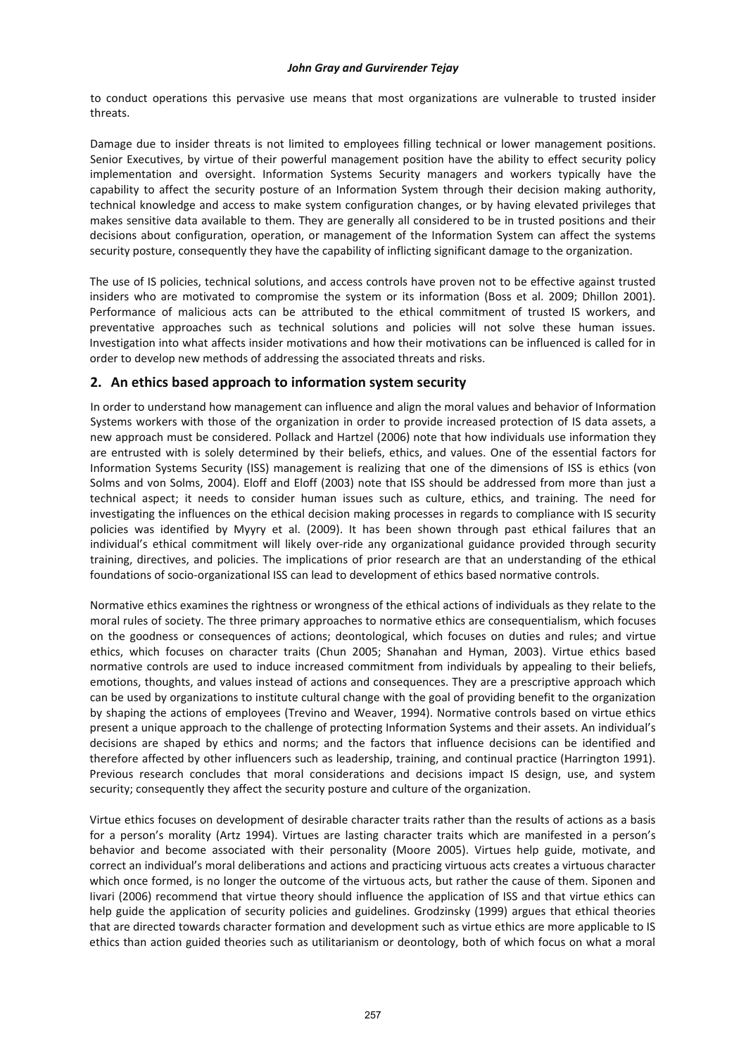to conduct operations this pervasive use means that most organizations are vulnerable to trusted insider threats.

Damage due to insider threats is not limited to employees filling technical or lower management positions. Senior Executives, by virtue of their powerful management position have the ability to effect security policy implementation and oversight. Information Systems Security managers and workers typically have the capability to affect the security posture of an Information System through their decision making authority, technical knowledge and access to make system configuration changes, or by having elevated privileges that makes sensitive data available to them. They are generally all considered to be in trusted positions and their decisions about configuration, operation, or management of the Information System can affect the systems security posture, consequently they have the capability of inflicting significant damage to the organization.

The use of IS policies, technical solutions, and access controls have proven not to be effective against trusted insiders who are motivated to compromise the system or its information (Boss et al. 2009; Dhillon 2001). Performance of malicious acts can be attributed to the ethical commitment of trusted IS workers, and preventative approaches such as technical solutions and policies will not solve these human issues. Investigation into what affects insider motivations and how their motivations can be influenced is called for in order to develop new methods of addressing the associated threats and risks.

## 2. An ethics based approach to information system security

In order to understand how management can influence and align the moral values and behavior of Information Systems workers with those of the organization in order to provide increased protection of IS data assets, a new approach must be considered. Pollack and Hartzel (2006) note that how individuals use information they are entrusted with is solely determined by their beliefs, ethics, and values. One of the essential factors for Information Systems Security (ISS) management is realizing that one of the dimensions of ISS is ethics (von Solms and von Solms, 2004). Eloff and Eloff (2003) note that ISS should be addressed from more than just a technical aspect; it needs to consider human issues such as culture, ethics, and training. The need for investigating the influences on the ethical decision making processes in regards to compliance with IS security policies was identified by Myyry et al. (2009). It has been shown through past ethical failures that an individual's ethical commitment will likely over-ride any organizational guidance provided through security training, directives, and policies. The implications of prior research are that an understanding of the ethical foundations of socio-organizational ISS can lead to development of ethics based normative controls.

Normative ethics examines the rightness or wrongness of the ethical actions of individuals as they relate to the moral rules of society. The three primary approaches to normative ethics are consequentialism, which focuses on the goodness or consequences of actions; deontological, which focuses on duties and rules; and virtue ethics, which focuses on character traits (Chun 2005; Shanahan and Hyman, 2003). Virtue ethics based normative controls are used to induce increased commitment from individuals by appealing to their beliefs, emotions, thoughts, and values instead of actions and consequences. They are a prescriptive approach which can be used by organizations to institute cultural change with the goal of providing benefit to the organization by shaping the actions of employees (Trevino and Weaver, 1994). Normative controls based on virtue ethics present a unique approach to the challenge of protecting Information Systems and their assets. An individual's decisions are shaped by ethics and norms; and the factors that influence decisions can be identified and therefore affected by other influencers such as leadership, training, and continual practice (Harrington 1991). Previous research concludes that moral considerations and decisions impact IS design, use, and system security; consequently they affect the security posture and culture of the organization.

Virtue ethics focuses on development of desirable character traits rather than the results of actions as a basis for a person's morality (Artz 1994). Virtues are lasting character traits which are manifested in a person's behavior and become associated with their personality (Moore 2005). Virtues help guide, motivate, and correct an individual's moral deliberations and actions and practicing virtuous acts creates a virtuous character which once formed, is no longer the outcome of the virtuous acts, but rather the cause of them. Siponen and Iivari (2006) recommend that virtue theory should influence the application of ISS and that virtue ethics can help guide the application of security policies and guidelines. Grodzinsky (1999) argues that ethical theories that are directed towards character formation and development such as virtue ethics are more applicable to IS ethics than action guided theories such as utilitarianism or deontology, both of which focus on what a moral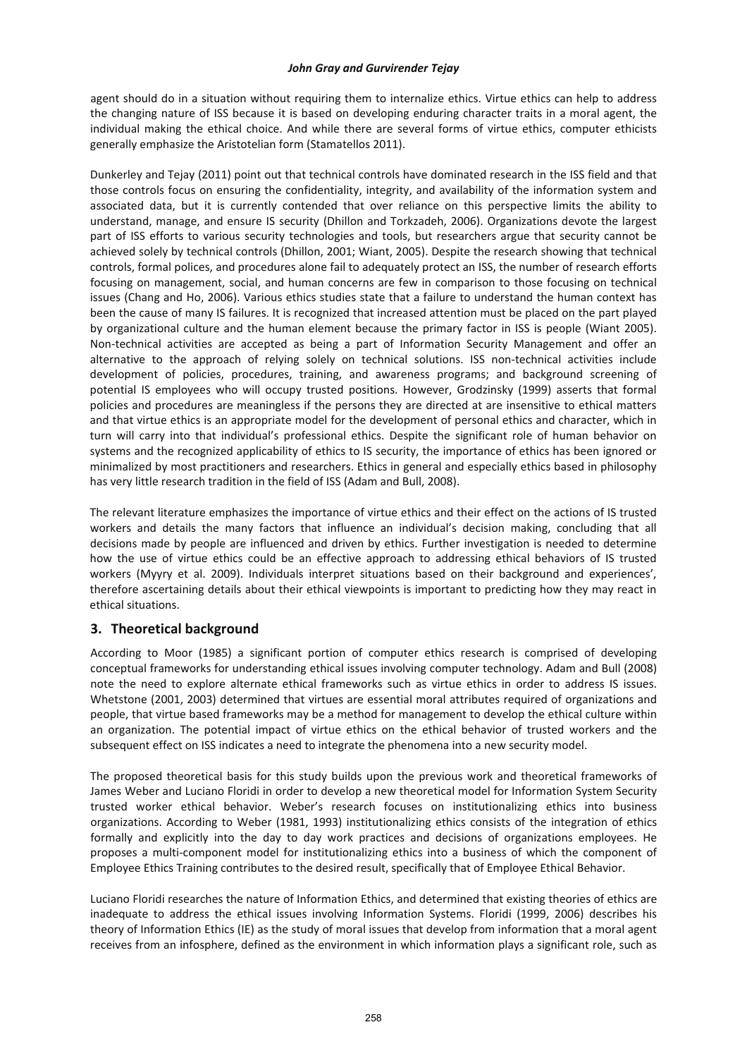agent should do in a situation without requiring them to internalize ethics. Virtue ethics can help to address the changing nature of ISS because it is based on developing enduring character traits in a moral agent, the individual making the ethical choice. And while there are several forms of virtue ethics, computer ethicists generally emphasize the Aristotelian form (Stamatellos 2011).

Dunkerley and Tejay (2011) point out that technical controls have dominated research in the ISS field and that those controls focus on ensuring the confidentiality, integrity, and availability of the information system and associated data, but it is currently contended that over reliance on this perspective limits the ability to understand, manage, and ensure IS security (Dhillon and Torkzadeh, 2006). Organizations devote the largest part of ISS efforts to various security technologies and tools, but researchers argue that security cannot be achieved solely by technical controls (Dhillon, 2001; Wiant, 2005). Despite the research showing that technical controls, formal polices, and procedures alone fail to adequately protect an ISS, the number of research efforts focusing on management, social, and human concerns are few in comparison to those focusing on technical issues (Chang and Ho, 2006). Various ethics studies state that a failure to understand the human context has been the cause of many IS failures. It is recognized that increased attention must be placed on the part played by organizational culture and the human element because the primary factor in ISS is people (Wiant 2005). Non-technical activities are accepted as being a part of Information Security Management and offer an alternative to the approach of relying solely on technical solutions. ISS non-technical activities include development of policies, procedures, training, and awareness programs; and background screening of potential IS employees who will occupy trusted positions. However, Grodzinsky (1999) asserts that formal policies and procedures are meaningless if the persons they are directed at are insensitive to ethical matters and that virtue ethics is an appropriate model for the development of personal ethics and character, which in turn will carry into that individual's professional ethics. Despite the significant role of human behavior on systems and the recognized applicability of ethics to IS security, the importance of ethics has been ignored or minimalized by most practitioners and researchers. Ethics in general and especially ethics based in philosophy has very little research tradition in the field of ISS (Adam and Bull, 2008).

The relevant literature emphasizes the importance of virtue ethics and their effect on the actions of IS trusted workers and details the many factors that influence an individual's decision making, concluding that all decisions made by people are influenced and driven by ethics. Further investigation is needed to determine how the use of virtue ethics could be an effective approach to addressing ethical behaviors of IS trusted workers (Myyry et al. 2009). Individuals interpret situations based on their background and experiences', therefore ascertaining details about their ethical viewpoints is important to predicting how they may react in ethical situations.

## 3. Theoretical background

According to Moor (1985) a significant portion of computer ethics research is comprised of developing conceptual frameworks for understanding ethical issues involving computer technology. Adam and Bull (2008) note the need to explore alternate ethical frameworks such as virtue ethics in order to address IS issues. Whetstone (2001, 2003) determined that virtues are essential moral attributes required of organizations and people, that virtue based frameworks may be a method for management to develop the ethical culture within an organization. The potential impact of virtue ethics on the ethical behavior of trusted workers and the subsequent effect on ISS indicates a need to integrate the phenomena into a new security model.

The proposed theoretical basis for this study builds upon the previous work and theoretical frameworks of James Weber and Luciano Floridi in order to develop a new theoretical model for Information System Security trusted worker ethical behavior. Weber's research focuses on institutionalizing ethics into business organizations. According to Weber (1981, 1993) institutionalizing ethics consists of the integration of ethics formally and explicitly into the day to day work practices and decisions of organizations employees. He proposes a multi-component model for institutionalizing ethics into a business of which the component of Employee Ethics Training contributes to the desired result, specifically that of Employee Ethical Behavior.

Luciano Floridi researches the nature of Information Ethics, and determined that existing theories of ethics are inadequate to address the ethical issues involving Information Systems. Floridi (1999, 2006) describes his theory of Information Ethics (IE) as the study of moral issues that develop from information that a moral agent receives from an infosphere, defined as the environment in which information plays a significant role, such as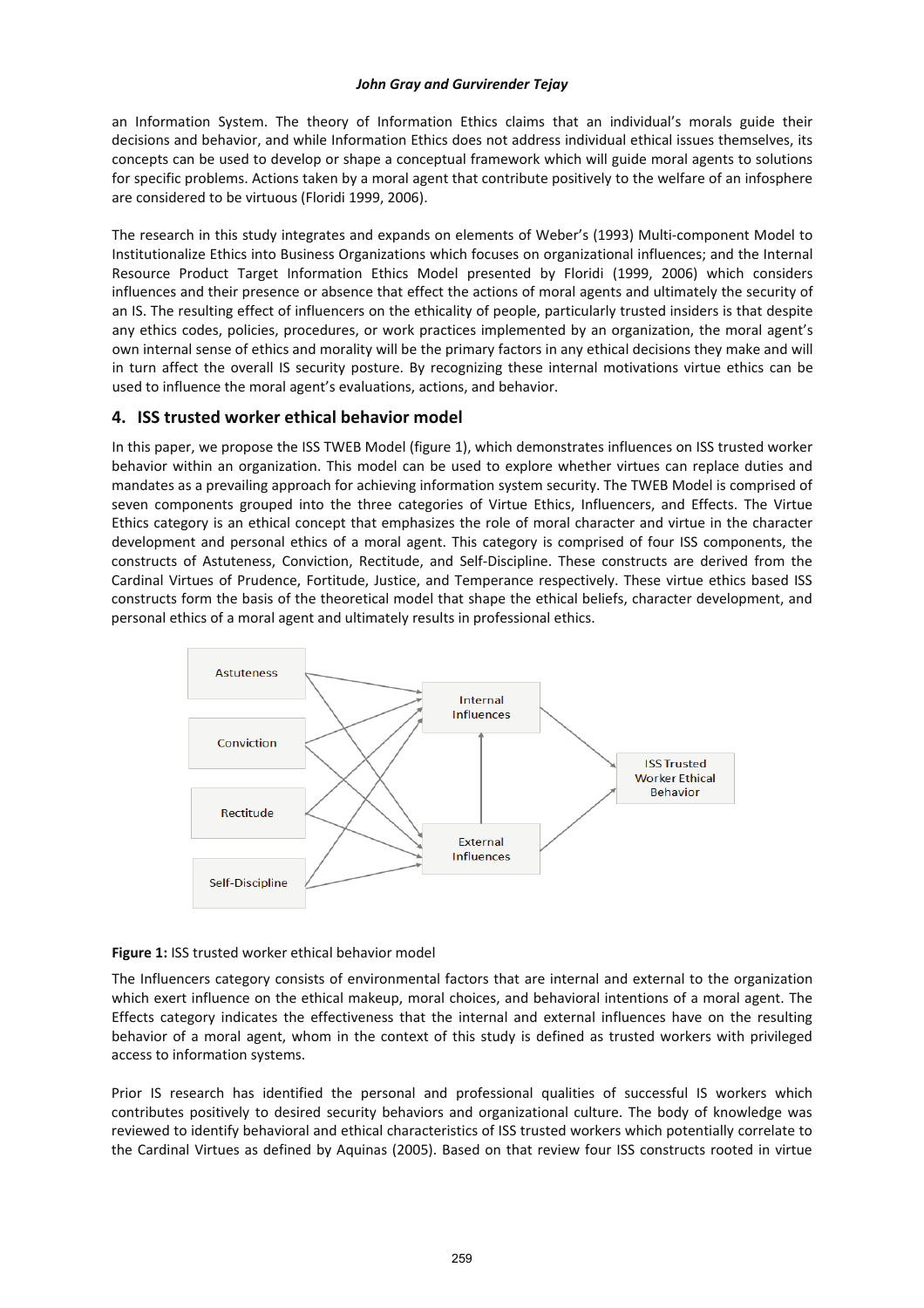an Information System. The theory of Information Ethics claims that an individual's morals guide their decisions and behavior, and while Information Ethics does not address individual ethical issues themselves, its concepts can be used to develop or shape a conceptual framework which will guide moral agents to solutions for specific problems. Actions taken by a moral agent that contribute positively to the welfare of an infosphere are considered to be virtuous (Floridi 1999, 2006).

The research in this study integrates and expands on elements of Weber's (1993) Multi-component Model to Institutionalize Ethics into Business Organizations which focuses on organizational influences; and the Internal Resource Product Target Information Ethics Model presented by Floridi (1999, 2006) which considers influences and their presence or absence that effect the actions of moral agents and ultimately the security of an IS. The resulting effect of influencers on the ethicality of people, particularly trusted insiders is that despite any ethics codes, policies, procedures, or work practices implemented by an organization, the moral agent's own internal sense of ethics and morality will be the primary factors in any ethical decisions they make and will in turn affect the overall IS security posture. By recognizing these internal motivations virtue ethics can be used to influence the moral agent's evaluations, actions, and behavior.

## 4. ISS trusted worker ethical behavior model

In this paper, we propose the ISS TWEB Model (figure 1), which demonstrates influences on ISS trusted worker behavior within an organization. This model can be used to explore whether virtues can replace duties and mandates as a prevailing approach for achieving information system security. The TWEB Model is comprised of seven components grouped into the three categories of Virtue Ethics, Influencers, and Effects. The Virtue Ethics category is an ethical concept that emphasizes the role of moral character and virtue in the character development and personal ethics of a moral agent. This category is comprised of four ISS components, the constructs of Astuteness, Conviction, Rectitude, and Self-Discipline. These constructs are derived from the Cardinal Virtues of Prudence, Fortitude, Justice, and Temperance respectively. These virtue ethics based ISS constructs form the basis of the theoretical model that shape the ethical beliefs, character development, and personal ethics of a moral agent and ultimately results in professional ethics.

**Figure 1:** ISS trusted worker ethical behavior model

The Influencers category consists of environmental factors that are internal and external to the organization which exert influence on the ethical makeup, moral choices, and behavioral intentions of a moral agent. The Effects category indicates the effectiveness that the internal and external influences have on the resulting behavior of a moral agent, whom in the context of this study is defined as trusted workers with privileged access to information systems.

Prior IS research has identified the personal and professional qualities of successful IS workers which contributes positively to desired security behaviors and organizational culture. The body of knowledge was reviewed to identify behavioral and ethical characteristics of ISS trusted workers which potentially correlate to the Cardinal Virtues as defined by Aquinas (2005). Based on that review four ISS constructs rooted in virtue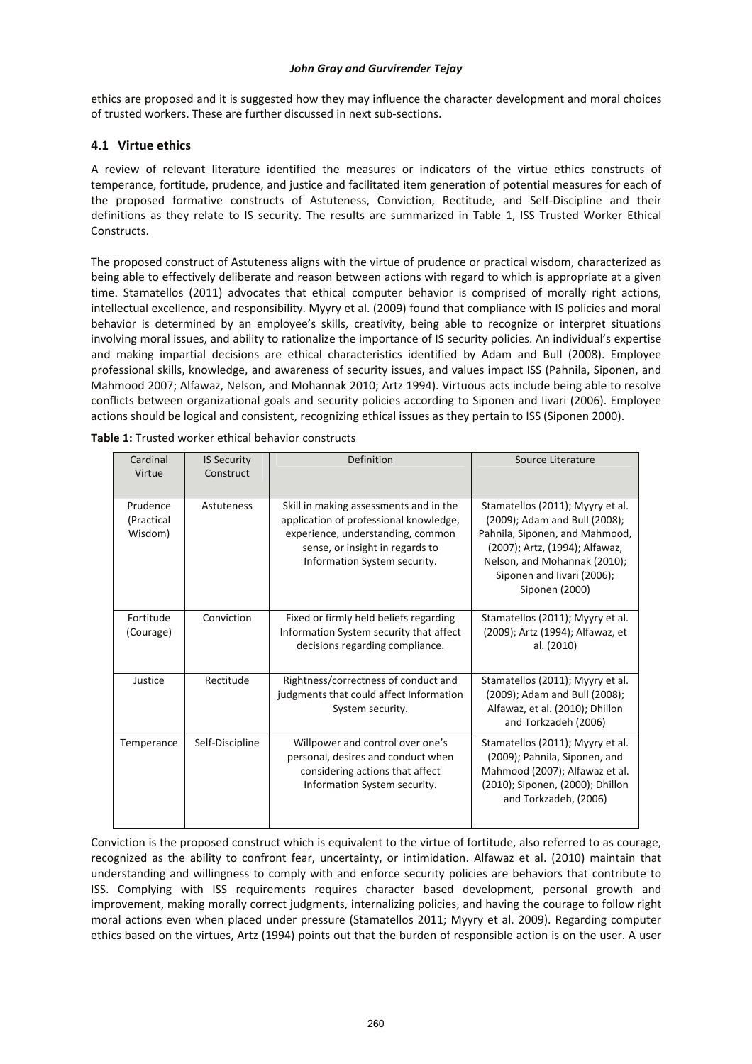ethics are proposed and it is suggested how they may influence the character development and moral choices of trusted workers. These are further discussed in next sub-sections.

### 4.1 Virtue ethics

A review of relevant literature identified the measures or indicators of the virtue ethics constructs of temperance, fortitude, prudence, and justice and facilitated item generation of potential measures for each of the proposed formative constructs of Astuteness, Conviction, Rectitude, and Self-Discipline and their definitions as they relate to IS security. The results are summarized in Table 1, ISS Trusted Worker Ethical Constructs.

The proposed construct of Astuteness aligns with the virtue of prudence or practical wisdom, characterized as being able to effectively deliberate and reason between actions with regard to which is appropriate at a given time. Stamatellos (2011) advocates that ethical computer behavior is comprised of morally right actions, intellectual excellence, and responsibility. Myyry et al. (2009) found that compliance with IS policies and moral behavior is determined by an employee's skills, creativity, being able to recognize or interpret situations involving moral issues, and ability to rationalize the importance of IS security policies. An individual's expertise and making impartial decisions are ethical characteristics identified by Adam and Bull (2008). Employee professional skills, knowledge, and awareness of security issues, and values impact ISS (Pahnila, Siponen, and Mahmood 2007; Alfawaz, Nelson, and Mohannak 2010; Artz 1994). Virtuous acts include being able to resolve conflicts between organizational goals and security policies according to Siponen and Iivari (2006). Employee actions should be logical and consistent, recognizing ethical issues as they pertain to ISS (Siponen 2000).

**Table 1:** Trusted worker ethical behavior constructs

| Cardinal Virtue | IS Security Construct | Definition | Source Literature |
|---|---|---|---|
| Prudence (Practical Wisdom) | Astuteness | Skill in making assessments and in the application of professional knowledge, experience, understanding, common sense, or insight in regards to Information System security. | Stamatellos (2011); Myyry et al. (2009); Adam and Bull (2008); Pahnila, Siponen, and Mahmood, (2007); Artz, (1994); Alfawaz, Nelson, and Mohannak (2010); Siponen and Iivari (2006); Siponen (2000) |
| Fortitude (Courage) | Conviction | Fixed or firmly held beliefs regarding Information System security that affect decisions regarding compliance. | Stamatellos (2011); Myyry et al. (2009); Artz (1994); Alfawaz, et al. (2010) |
| Justice | Rectitude | Rightness/correctness of conduct and judgments that could affect Information System security. | Stamatellos (2011); Myyry et al. (2009); Adam and Bull (2008); Alfawaz, et al. (2010); Dhillon and Torkzadeh (2006) |
| Temperance | Self-Discipline | Willpower and control over one's personal, desires and conduct when considering actions that affect Information System security. | Stamatellos (2011); Myyry et al. (2009); Pahnila, Siponen, and Mahmood (2007); Alfawaz et al. (2010); Siponen, (2000); Dhillon and Torkzadeh, (2006) |

Conviction is the proposed construct which is equivalent to the virtue of fortitude, also referred to as courage, recognized as the ability to confront fear, uncertainty, or intimidation. Alfawaz et al. (2010) maintain that understanding and willingness to comply with and enforce security policies are behaviors that contribute to ISS. Complying with ISS requirements requires character based development, personal growth and improvement, making morally correct judgments, internalizing policies, and having the courage to follow right moral actions even when placed under pressure (Stamatellos 2011; Myyry et al. 2009). Regarding computer ethics based on the virtues, Artz (1994) points out that the burden of responsible action is on the user. A user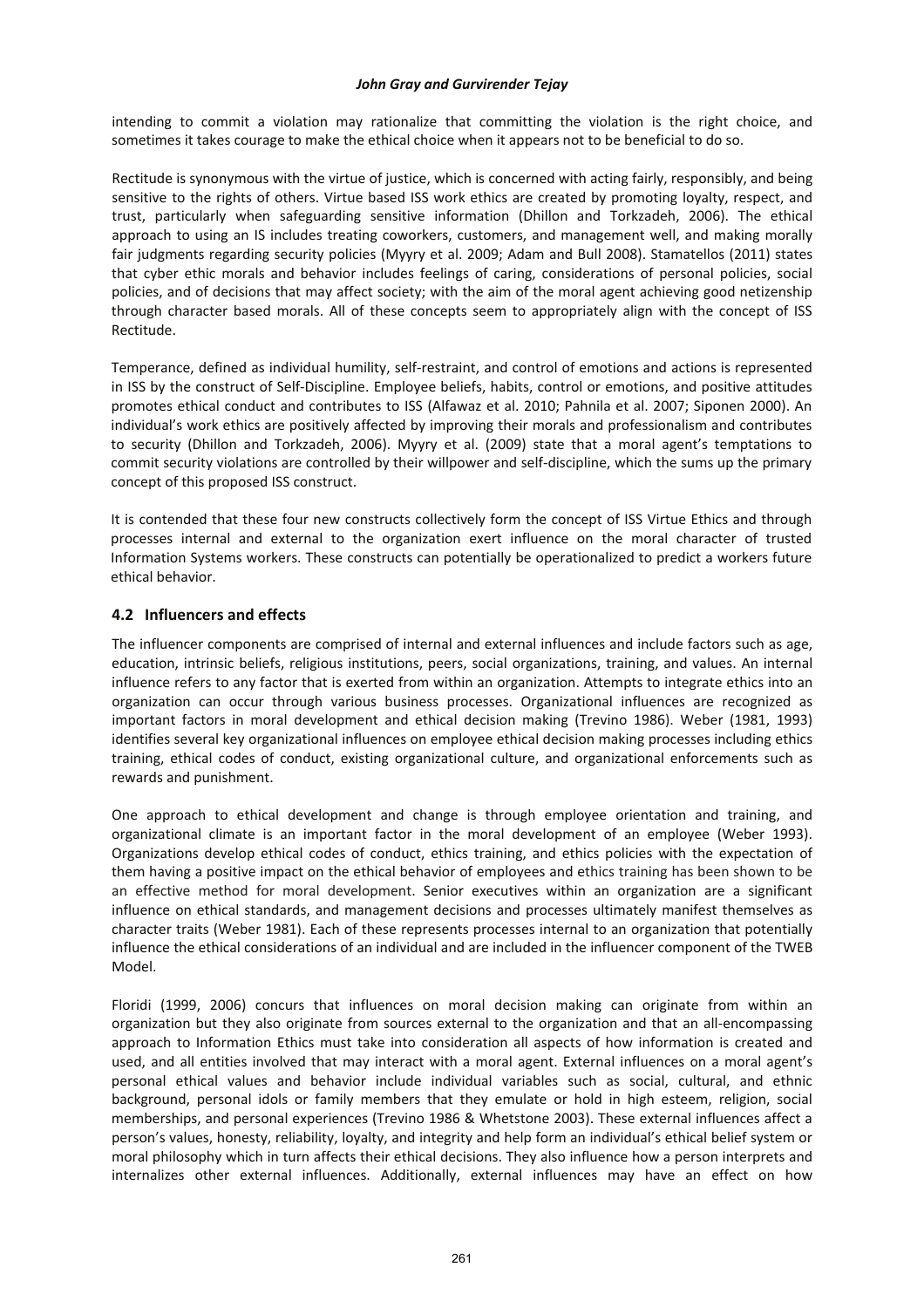intending to commit a violation may rationalize that committing the violation is the right choice, and sometimes it takes courage to make the ethical choice when it appears not to be beneficial to do so.

Rectitude is synonymous with the virtue of justice, which is concerned with acting fairly, responsibly, and being sensitive to the rights of others. Virtue based ISS work ethics are created by promoting loyalty, respect, and trust, particularly when safeguarding sensitive information (Dhillon and Torkzadeh, 2006). The ethical approach to using an IS includes treating coworkers, customers, and management well, and making morally fair judgments regarding security policies (Myyry et al. 2009; Adam and Bull 2008). Stamatellos (2011) states that cyber ethic morals and behavior includes feelings of caring, considerations of personal policies, social policies, and of decisions that may affect society; with the aim of the moral agent achieving good netizenship through character based morals. All of these concepts seem to appropriately align with the concept of ISS Rectitude.

Temperance, defined as individual humility, self-restraint, and control of emotions and actions is represented in ISS by the construct of Self-Discipline. Employee beliefs, habits, control or emotions, and positive attitudes promotes ethical conduct and contributes to ISS (Alfawaz et al. 2010; Pahnila et al. 2007; Siponen 2000). An individual's work ethics are positively affected by improving their morals and professionalism and contributes to security (Dhillon and Torkzadeh, 2006). Myyry et al. (2009) state that a moral agent's temptations to commit security violations are controlled by their willpower and self-discipline, which the sums up the primary concept of this proposed ISS construct.

It is contended that these four new constructs collectively form the concept of ISS Virtue Ethics and through processes internal and external to the organization exert influence on the moral character of trusted Information Systems workers. These constructs can potentially be operationalized to predict a workers future ethical behavior.

## 4.2 Influencers and effects

The influencer components are comprised of internal and external influences and include factors such as age, education, intrinsic beliefs, religious institutions, peers, social organizations, training, and values. An internal influence refers to any factor that is exerted from within an organization. Attempts to integrate ethics into an organization can occur through various business processes. Organizational influences are recognized as important factors in moral development and ethical decision making (Trevino 1986). Weber (1981, 1993) identifies several key organizational influences on employee ethical decision making processes including ethics training, ethical codes of conduct, existing organizational culture, and organizational enforcements such as rewards and punishment.

One approach to ethical development and change is through employee orientation and training, and organizational climate is an important factor in the moral development of an employee (Weber 1993). Organizations develop ethical codes of conduct, ethics training, and ethics policies with the expectation of them having a positive impact on the ethical behavior of employees and ethics training has been shown to be an effective method for moral development. Senior executives within an organization are a significant influence on ethical standards, and management decisions and processes ultimately manifest themselves as character traits (Weber 1981). Each of these represents processes internal to an organization that potentially influence the ethical considerations of an individual and are included in the influencer component of the TWEB Model.

Floridi (1999, 2006) concurs that influences on moral decision making can originate from within an organization but they also originate from sources external to the organization and that an all-encompassing approach to Information Ethics must take into consideration all aspects of how information is created and used, and all entities involved that may interact with a moral agent. External influences on a moral agent's personal ethical values and behavior include individual variables such as social, cultural, and ethnic background, personal idols or family members that they emulate or hold in high esteem, religion, social memberships, and personal experiences (Trevino 1986 & Whetstone 2003). These external influences affect a person's values, honesty, reliability, loyalty, and integrity and help form an individual's ethical belief system or moral philosophy which in turn affects their ethical decisions. They also influence how a person interprets and internalizes other external influences. Additionally, external influences may have an effect on how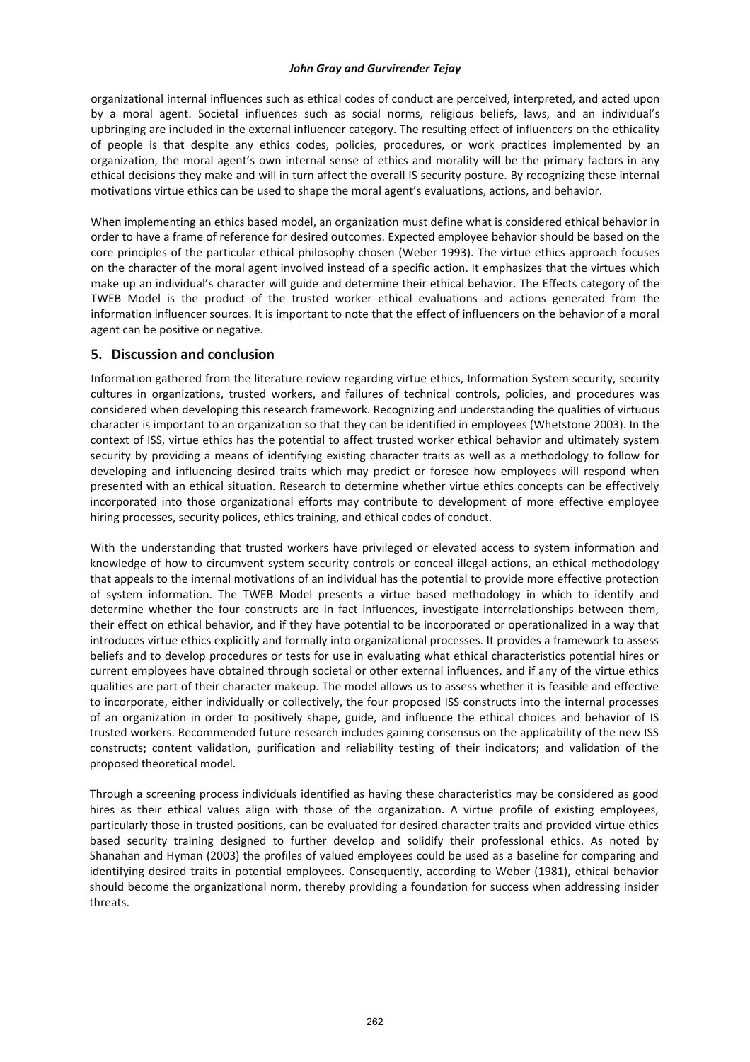organizational internal influences such as ethical codes of conduct are perceived, interpreted, and acted upon by a moral agent. Societal influences such as social norms, religious beliefs, laws, and an individual's upbringing are included in the external influencer category. The resulting effect of influencers on the ethicality of people is that despite any ethics codes, policies, procedures, or work practices implemented by an organization, the moral agent's own internal sense of ethics and morality will be the primary factors in any ethical decisions they make and will in turn affect the overall IS security posture. By recognizing these internal motivations virtue ethics can be used to shape the moral agent's evaluations, actions, and behavior.

When implementing an ethics based model, an organization must define what is considered ethical behavior in order to have a frame of reference for desired outcomes. Expected employee behavior should be based on the core principles of the particular ethical philosophy chosen (Weber 1993). The virtue ethics approach focuses on the character of the moral agent involved instead of a specific action. It emphasizes that the virtues which make up an individual's character will guide and determine their ethical behavior. The Effects category of the TWEB Model is the product of the trusted worker ethical evaluations and actions generated from the information influencer sources. It is important to note that the effect of influencers on the behavior of a moral agent can be positive or negative.

## 5. Discussion and conclusion

Information gathered from the literature review regarding virtue ethics, Information System security, security cultures in organizations, trusted workers, and failures of technical controls, policies, and procedures was considered when developing this research framework. Recognizing and understanding the qualities of virtuous character is important to an organization so that they can be identified in employees (Whetstone 2003). In the context of ISS, virtue ethics has the potential to affect trusted worker ethical behavior and ultimately system security by providing a means of identifying existing character traits as well as a methodology to follow for developing and influencing desired traits which may predict or foresee how employees will respond when presented with an ethical situation. Research to determine whether virtue ethics concepts can be effectively incorporated into those organizational efforts may contribute to development of more effective employee hiring processes, security polices, ethics training, and ethical codes of conduct.

With the understanding that trusted workers have privileged or elevated access to system information and knowledge of how to circumvent system security controls or conceal illegal actions, an ethical methodology that appeals to the internal motivations of an individual has the potential to provide more effective protection of system information. The TWEB Model presents a virtue based methodology in which to identify and determine whether the four constructs are in fact influences, investigate interrelationships between them, their effect on ethical behavior, and if they have potential to be incorporated or operationalized in a way that introduces virtue ethics explicitly and formally into organizational processes. It provides a framework to assess beliefs and to develop procedures or tests for use in evaluating what ethical characteristics potential hires or current employees have obtained through societal or other external influences, and if any of the virtue ethics qualities are part of their character makeup. The model allows us to assess whether it is feasible and effective to incorporate, either individually or collectively, the four proposed ISS constructs into the internal processes of an organization in order to positively shape, guide, and influence the ethical choices and behavior of IS trusted workers. Recommended future research includes gaining consensus on the applicability of the new ISS constructs; content validation, purification and reliability testing of their indicators; and validation of the proposed theoretical model.

Through a screening process individuals identified as having these characteristics may be considered as good hires as their ethical values align with those of the organization. A virtue profile of existing employees, particularly those in trusted positions, can be evaluated for desired character traits and provided virtue ethics based security training designed to further develop and solidify their professional ethics. As noted by Shanahan and Hyman (2003) the profiles of valued employees could be used as a baseline for comparing and identifying desired traits in potential employees. Consequently, according to Weber (1981), ethical behavior should become the organizational norm, thereby providing a foundation for success when addressing insider threats.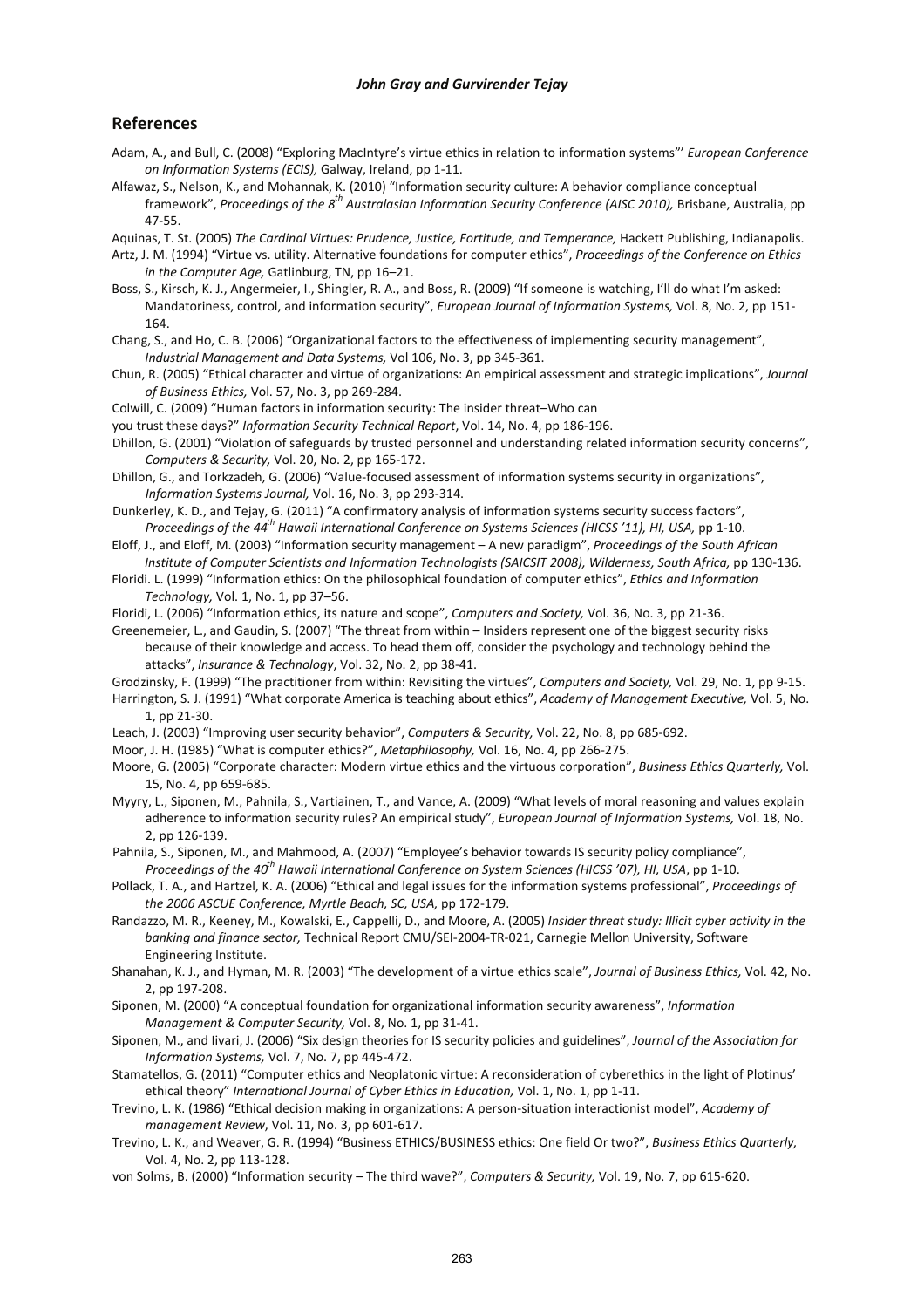## References

Adam, A., and Bull, C. (2008) "Exploring MacIntyre's virtue ethics in relation to information systems"' *European Conference on Information Systems (ECIS),* Galway, Ireland, pp 1-11.

Alfawaz, S., Nelson, K., and Mohannak, K. (2010) "Information security culture: A behavior compliance conceptual framework", *Proceedings of the 8th Australasian Information Security Conference (AISC 2010),* Brisbane, Australia, pp 47-55.

Aquinas, T. St. (2005) *The Cardinal Virtues: Prudence, Justice, Fortitude, and Temperance,* Hackett Publishing, Indianapolis.

Artz, J. M. (1994) "Virtue vs. utility. Alternative foundations for computer ethics", *Proceedings of the Conference on Ethics in the Computer Age,* Gatlinburg, TN, pp 16–21.

Boss, S., Kirsch, K. J., Angermeier, I., Shingler, R. A., and Boss, R. (2009) "If someone is watching, I'll do what I'm asked: Mandatoriness, control, and information security", *European Journal of Information Systems,* Vol. 8, No. 2, pp 151-164.

Chang, S., and Ho, C. B. (2006) "Organizational factors to the effectiveness of implementing security management", *Industrial Management and Data Systems,* Vol 106, No. 3, pp 345-361.

Chun, R. (2005) "Ethical character and virtue of organizations: An empirical assessment and strategic implications", *Journal of Business Ethics,* Vol. 57, No. 3, pp 269-284.

Colwill, C. (2009) "Human factors in information security: The insider threat–Who can you trust these days?" *Information Security Technical Report*, Vol. 14, No. 4, pp 186-196.

Dhillon, G. (2001) "Violation of safeguards by trusted personnel and understanding related information security concerns", *Computers & Security,* Vol. 20, No. 2, pp 165-172.

Dhillon, G., and Torkzadeh, G. (2006) "Value-focused assessment of information systems security in organizations", *Information Systems Journal,* Vol. 16, No. 3, pp 293-314.

Dunkerley, K. D., and Tejay, G. (2011) "A confirmatory analysis of information systems security success factors", *Proceedings of the 44th Hawaii International Conference on Systems Sciences (HICSS '11), HI, USA,* pp 1-10.

Eloff, J., and Eloff, M. (2003) "Information security management – A new paradigm", *Proceedings of the South African Institute of Computer Scientists and Information Technologists (SAICSIT 2008), Wilderness, South Africa,* pp 130-136.

Floridi. L. (1999) "Information ethics: On the philosophical foundation of computer ethics", *Ethics and Information Technology,* Vol. 1, No. 1, pp 37–56.

Floridi, L. (2006) "Information ethics, its nature and scope", *Computers and Society,* Vol. 36, No. 3, pp 21-36.

Greenemeier, L., and Gaudin, S. (2007) "The threat from within – Insiders represent one of the biggest security risks because of their knowledge and access. To head them off, consider the psychology and technology behind the attacks", *Insurance & Technology*, Vol. 32, No. 2, pp 38-41.

Grodzinsky, F. (1999) "The practitioner from within: Revisiting the virtues", *Computers and Society,* Vol. 29, No. 1, pp 9-15.

Harrington, S. J. (1991) "What corporate America is teaching about ethics", *Academy of Management Executive,* Vol. 5, No. 1, pp 21-30.

Leach, J. (2003) "Improving user security behavior", *Computers & Security,* Vol. 22, No. 8, pp 685-692.

Moor, J. H. (1985) "What is computer ethics?", *Metaphilosophy,* Vol. 16, No. 4, pp 266-275.

Moore, G. (2005) "Corporate character: Modern virtue ethics and the virtuous corporation", *Business Ethics Quarterly,* Vol. 15, No. 4, pp 659-685.

Myyry, L., Siponen, M., Pahnila, S., Vartiainen, T., and Vance, A. (2009) "What levels of moral reasoning and values explain adherence to information security rules? An empirical study", *European Journal of Information Systems,* Vol. 18, No. 2, pp 126-139.

Pahnila, S., Siponen, M., and Mahmood, A. (2007) "Employee's behavior towards IS security policy compliance", *Proceedings of the 40th Hawaii International Conference on System Sciences (HICSS '07), HI, USA*, pp 1-10.

Pollack, T. A., and Hartzel, K. A. (2006) "Ethical and legal issues for the information systems professional", *Proceedings of the 2006 ASCUE Conference, Myrtle Beach, SC, USA,* pp 172-179.

Randazzo, M. R., Keeney, M., Kowalski, E., Cappelli, D., and Moore, A. (2005) *Insider threat study: Illicit cyber activity in the banking and finance sector,* Technical Report CMU/SEI-2004-TR-021, Carnegie Mellon University, Software Engineering Institute.

Shanahan, K. J., and Hyman, M. R. (2003) "The development of a virtue ethics scale", *Journal of Business Ethics,* Vol. 42, No. 2, pp 197-208.

Siponen, M. (2000) "A conceptual foundation for organizational information security awareness", *Information Management & Computer Security,* Vol. 8, No. 1, pp 31-41.

Siponen, M., and Iivari, J. (2006) "Six design theories for IS security policies and guidelines", *Journal of the Association for Information Systems,* Vol. 7, No. 7, pp 445-472.

Stamatellos, G. (2011) "Computer ethics and Neoplatonic virtue: A reconsideration of cyberethics in the light of Plotinus' ethical theory" *International Journal of Cyber Ethics in Education,* Vol. 1, No. 1, pp 1-11.

Trevino, L. K. (1986) "Ethical decision making in organizations: A person-situation interactionist model", *Academy of management Review*, Vol. 11, No. 3, pp 601-617.

Trevino, L. K., and Weaver, G. R. (1994) "Business ETHICS/BUSINESS ethics: One field Or two?", *Business Ethics Quarterly,* Vol. 4, No. 2, pp 113-128.

von Solms, B. (2000) "Information security – The third wave?", *Computers & Security,* Vol. 19, No. 7, pp 615-620.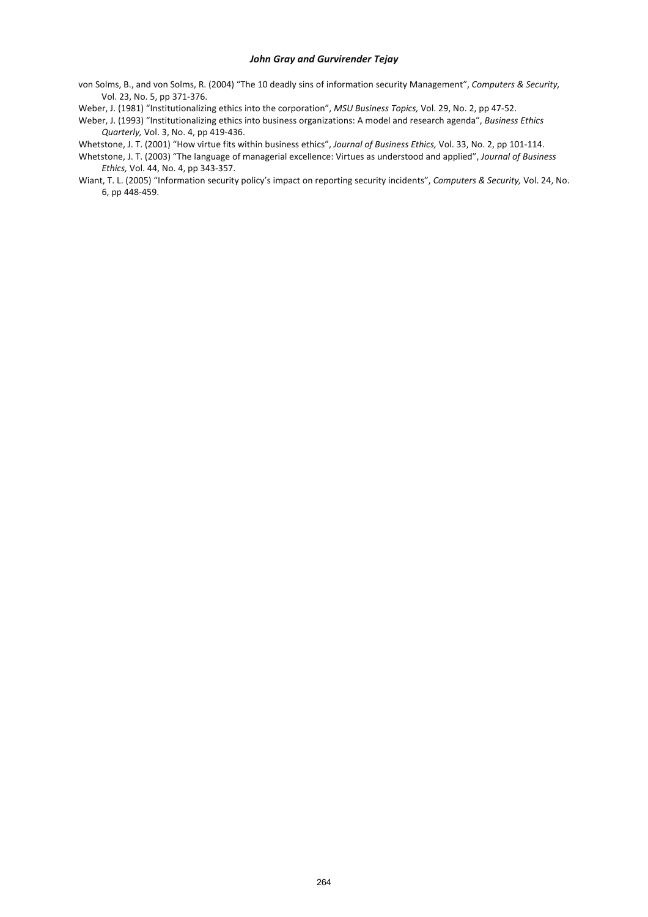von Solms, B., and von Solms, R. (2004) "The 10 deadly sins of information security Management", *Computers & Security,* Vol. 23, No. 5, pp 371-376.

Weber, J. (1981) "Institutionalizing ethics into the corporation", *MSU Business Topics,* Vol. 29, No. 2, pp 47-52.

Weber, J. (1993) "Institutionalizing ethics into business organizations: A model and research agenda", *Business Ethics Quarterly,* Vol. 3, No. 4, pp 419-436.

Whetstone, J. T. (2001) "How virtue fits within business ethics", *Journal of Business Ethics,* Vol. 33, No. 2, pp 101-114.

Whetstone, J. T. (2003) "The language of managerial excellence: Virtues as understood and applied", *Journal of Business Ethics,* Vol. 44, No. 4, pp 343-357.

Wiant, T. L. (2005) "Information security policy's impact on reporting security incidents", *Computers & Security,* Vol. 24, No. 6, pp 448-459.